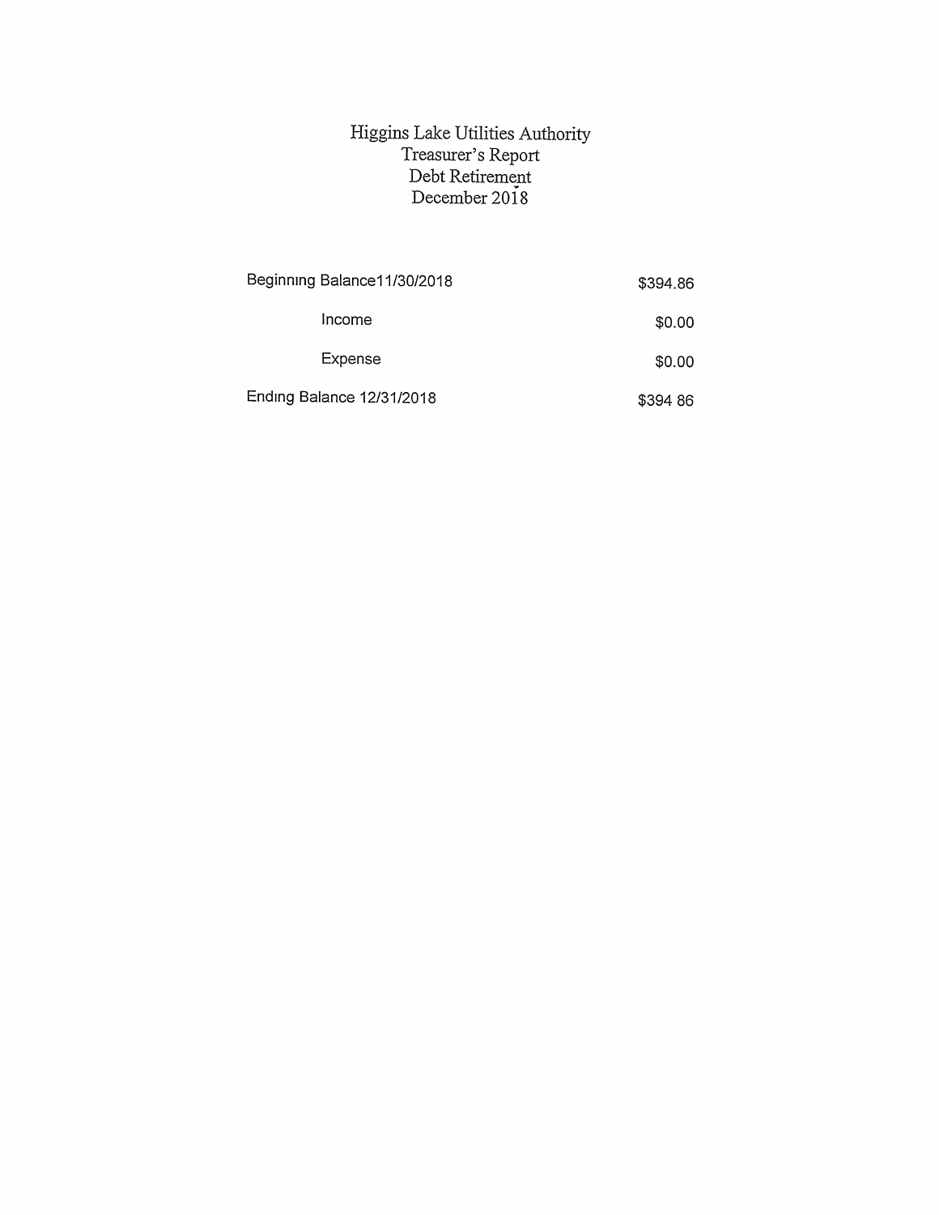# Higgins Lake Utilities Authority
## Treasurer's Report
## Debt Retirement
## December 2018

| | |
|---|---|
| Beginning Balance11/30/2018 | $394.86 |
| Income | $0.00 |
| Expense | $0.00 |
| Ending Balance 12/31/2018 | $394 86 |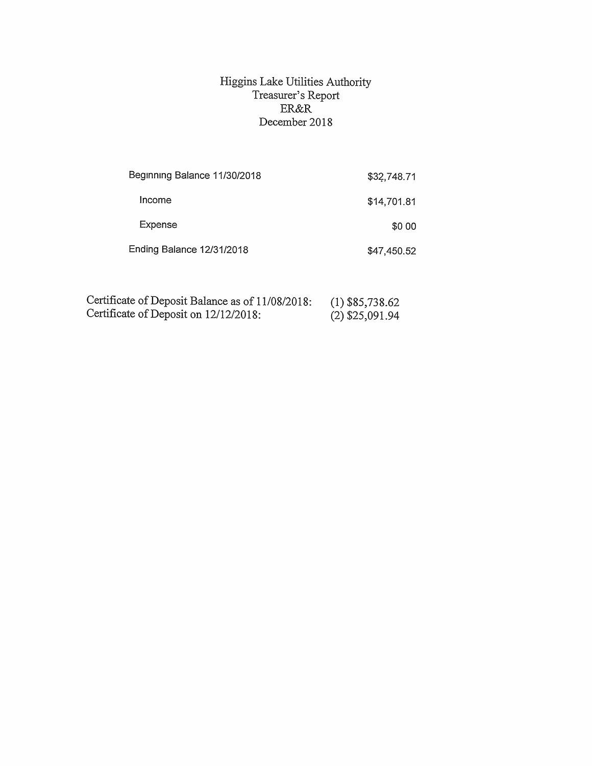# Higgins Lake Utilities Authority
## Treasurer's Report
## ER&R
## December 2018

| | |
|---|---|
| Beginning Balance 11/30/2018 | $32,748.71 |
| Income | $14,701.81 |
| Expense | $0 00 |
| Ending Balance 12/31/2018 | $47,450.52 |

| | |
|---|---|
| Certificate of Deposit Balance as of 11/08/2018: | (1) $85,738.62 |
| Certificate of Deposit on 12/12/2018: | (2) $25,091.94 |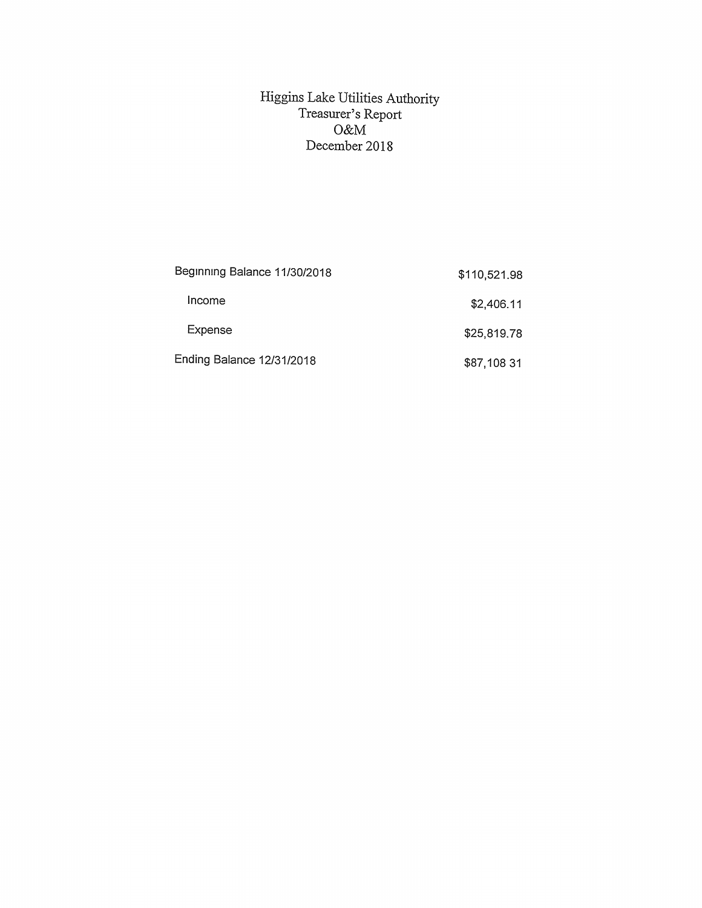# Higgins Lake Utilities Authority
## Treasurer's Report
## O&M
## December 2018

| | |
|---|---|
| Beginning Balance 11/30/2018 | $110,521.98 |
| Income | $2,406.11 |
| Expense | $25,819.78 |
| Ending Balance 12/31/2018 | $87,108 31 |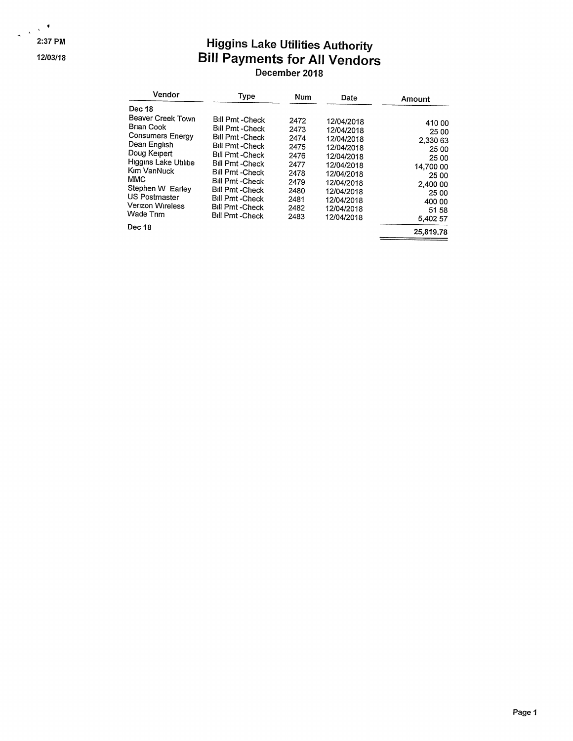2:37 PM

12/03/18

# Higgins Lake Utilities Authority
## Bill Payments for All Vendors
### December 2018

| Vendor | Type | Num | Date | Amount |
|---|---|---|---|---|
| **Dec 18** | | | | |
| Beaver Creek Town | Bill Pmt -Check | 2472 | 12/04/2018 | 410 00 |
| Brian Cook | Bill Pmt -Check | 2473 | 12/04/2018 | 25 00 |
| Consumers Energy | Bill Pmt -Check | 2474 | 12/04/2018 | 2,330 63 |
| Dean English | Bill Pmt -Check | 2475 | 12/04/2018 | 25 00 |
| Doug Keipert | Bill Pmt -Check | 2476 | 12/04/2018 | 25 00 |
| Higgins Lake Utilitie | Bill Pmt -Check | 2477 | 12/04/2018 | 14,700 00 |
| Kim VanNuck | Bill Pmt -Check | 2478 | 12/04/2018 | 25 00 |
| MMC | Bill Pmt -Check | 2479 | 12/04/2018 | 2,400 00 |
| Stephen W Earley | Bill Pmt -Check | 2480 | 12/04/2018 | 25 00 |
| US Postmaster | Bill Pmt -Check | 2481 | 12/04/2018 | 400 00 |
| Verizon Wireless | Bill Pmt -Check | 2482 | 12/04/2018 | 51 58 |
| Wade Trim | Bill Pmt -Check | 2483 | 12/04/2018 | 5,402 57 |
| **Dec 18** | | | | **25,819.78** |